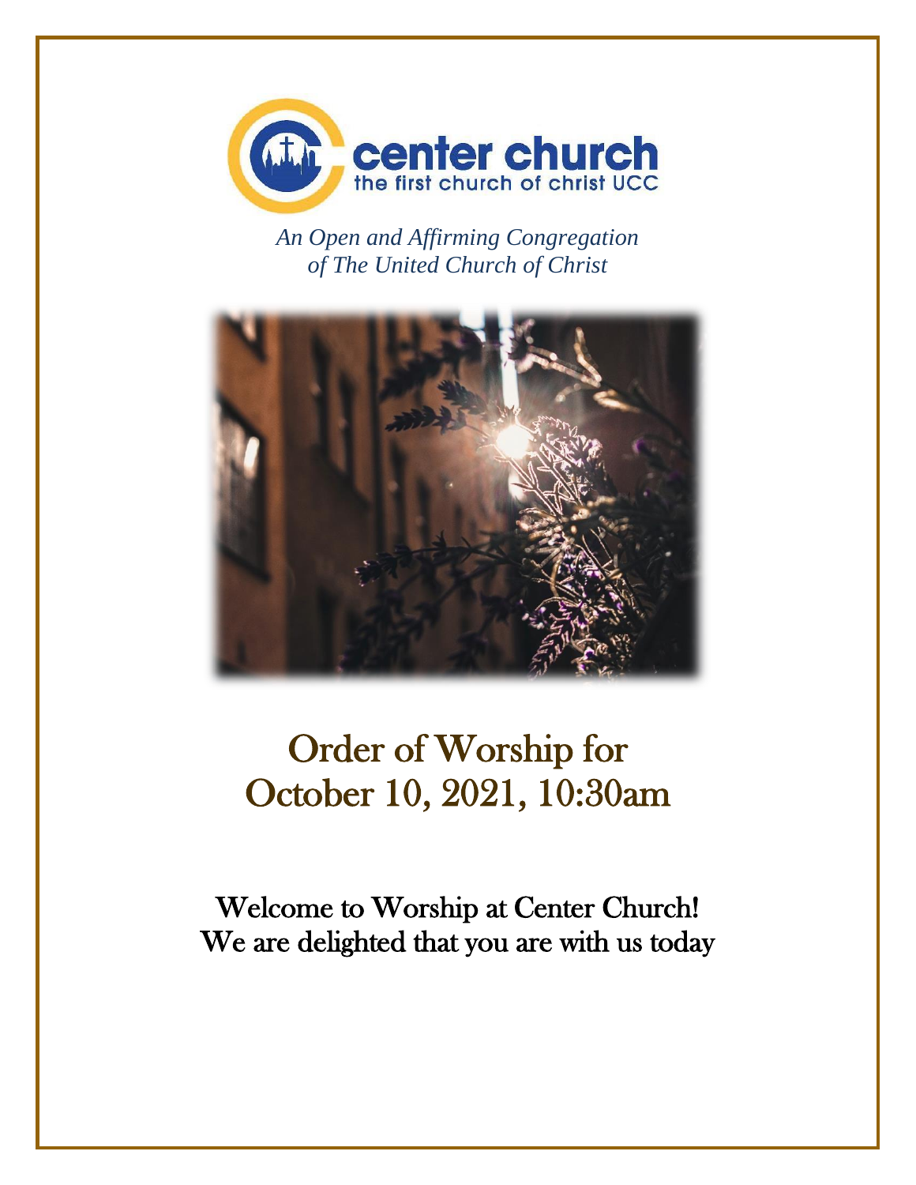center church
the first church of christ UCC

*An Open and Affirming Congregation*
*of The United Church of Christ*

# Order of Worship for October 10, 2021, 10:30am

## Welcome to Worship at Center Church!
## We are delighted that you are with us today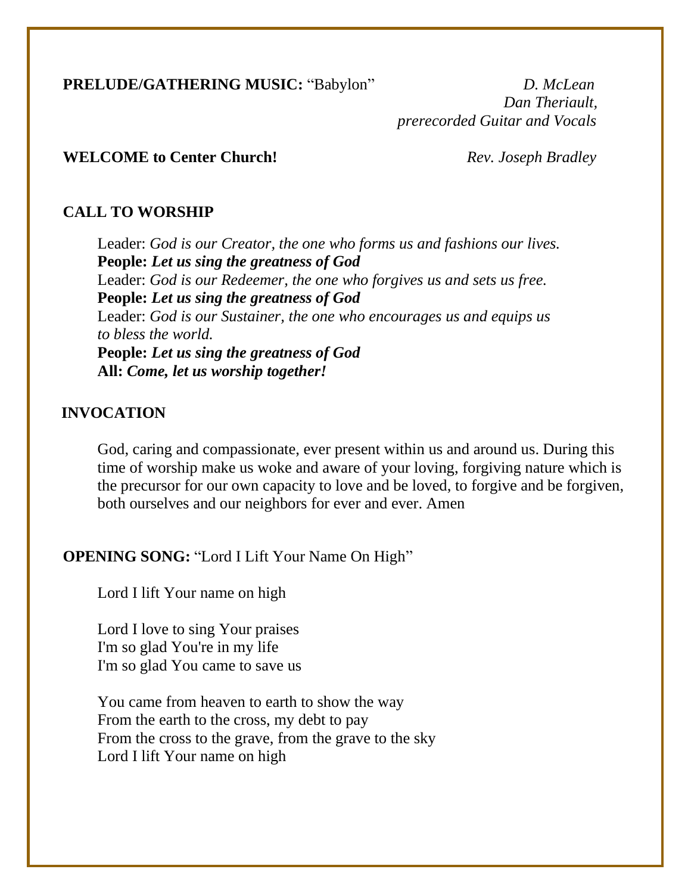**PRELUDE/GATHERING MUSIC:** "Babylon" *D. McLean*
*Dan Theriault, prerecorded Guitar and Vocals*

**WELCOME to Center Church!** *Rev. Joseph Bradley*

**CALL TO WORSHIP**

Leader: *God is our Creator, the one who forms us and fashions our lives.*
**People:** ***Let us sing the greatness of God***
Leader: *God is our Redeemer, the one who forgives us and sets us free.*
**People:** ***Let us sing the greatness of God***
Leader: *God is our Sustainer, the one who encourages us and equips us to bless the world.*
**People:** ***Let us sing the greatness of God***
**All:** ***Come, let us worship together!***

**INVOCATION**

God, caring and compassionate, ever present within us and around us. During this time of worship make us woke and aware of your loving, forgiving nature which is the precursor for our own capacity to love and be loved, to forgive and be forgiven, both ourselves and our neighbors for ever and ever. Amen

**OPENING SONG:** "Lord I Lift Your Name On High"

Lord I lift Your name on high

Lord I love to sing Your praises
I'm so glad You're in my life
I'm so glad You came to save us

You came from heaven to earth to show the way
From the earth to the cross, my debt to pay
From the cross to the grave, from the grave to the sky
Lord I lift Your name on high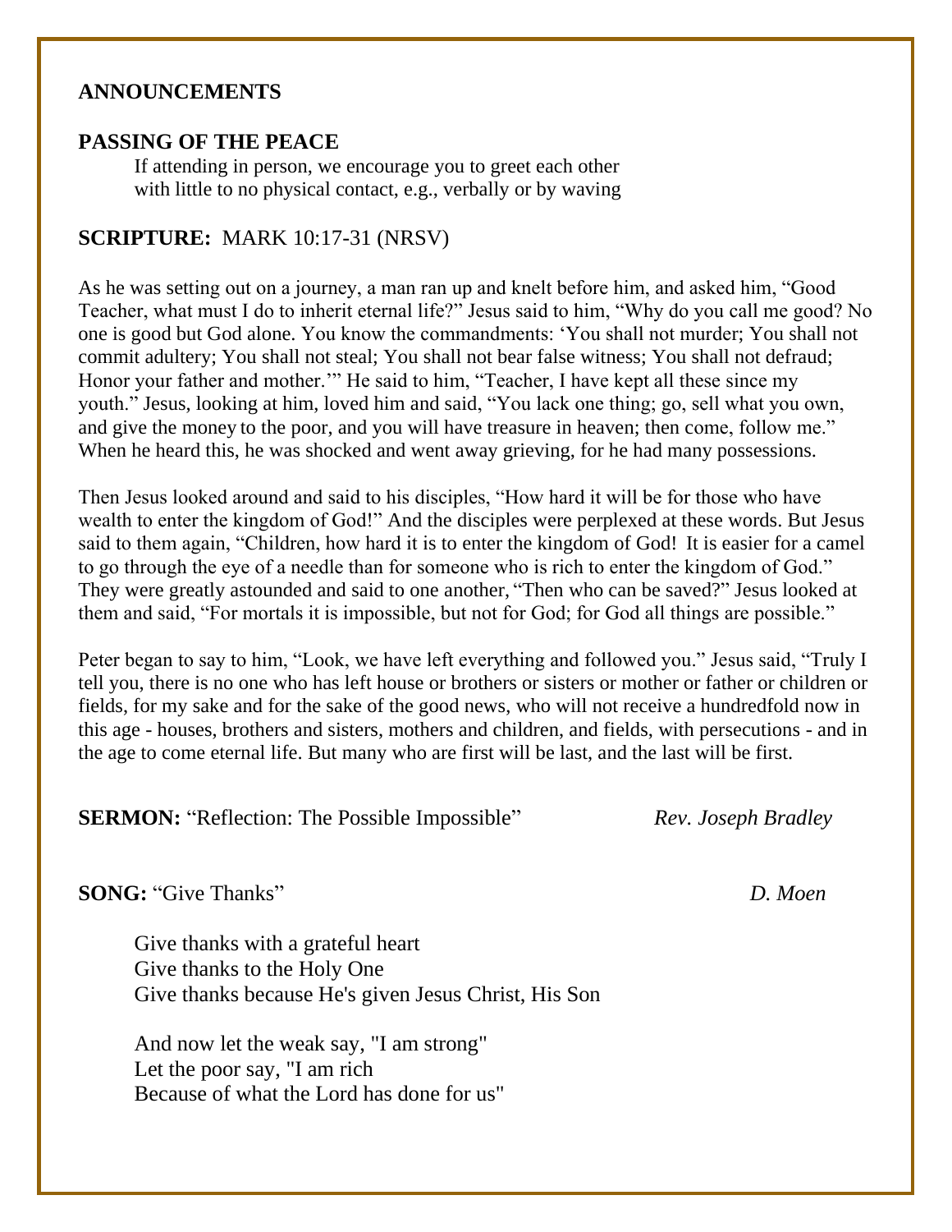**ANNOUNCEMENTS**

**PASSING OF THE PEACE**

If attending in person, we encourage you to greet each other with little to no physical contact, e.g., verbally or by waving

**SCRIPTURE:** MARK 10:17-31 (NRSV)

As he was setting out on a journey, a man ran up and knelt before him, and asked him, "Good Teacher, what must I do to inherit eternal life?" Jesus said to him, "Why do you call me good? No one is good but God alone. You know the commandments: 'You shall not murder; You shall not commit adultery; You shall not steal; You shall not bear false witness; You shall not defraud; Honor your father and mother.'" He said to him, "Teacher, I have kept all these since my youth." Jesus, looking at him, loved him and said, "You lack one thing; go, sell what you own, and give the money to the poor, and you will have treasure in heaven; then come, follow me." When he heard this, he was shocked and went away grieving, for he had many possessions.

Then Jesus looked around and said to his disciples, "How hard it will be for those who have wealth to enter the kingdom of God!" And the disciples were perplexed at these words. But Jesus said to them again, "Children, how hard it is to enter the kingdom of God! It is easier for a camel to go through the eye of a needle than for someone who is rich to enter the kingdom of God." They were greatly astounded and said to one another, "Then who can be saved?" Jesus looked at them and said, "For mortals it is impossible, but not for God; for God all things are possible."

Peter began to say to him, "Look, we have left everything and followed you." Jesus said, "Truly I tell you, there is no one who has left house or brothers or sisters or mother or father or children or fields, for my sake and for the sake of the good news, who will not receive a hundredfold now in this age - houses, brothers and sisters, mothers and children, and fields, with persecutions - and in the age to come eternal life. But many who are first will be last, and the last will be first.

**SERMON:** "Reflection: The Possible Impossible" *Rev. Joseph Bradley*

**SONG:** "Give Thanks" *D. Moen*

Give thanks with a grateful heart
Give thanks to the Holy One
Give thanks because He's given Jesus Christ, His Son

And now let the weak say, "I am strong"
Let the poor say, "I am rich
Because of what the Lord has done for us"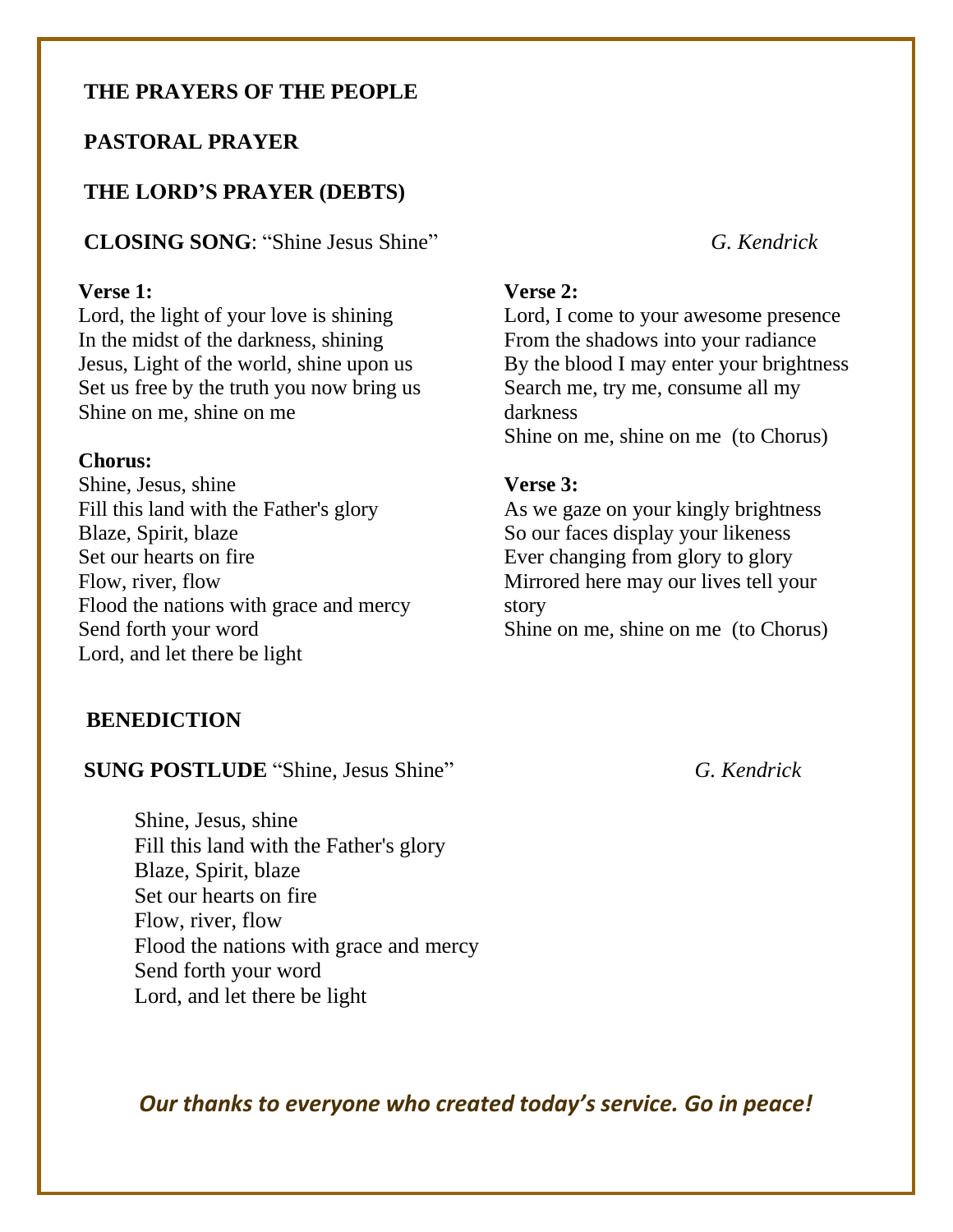**THE PRAYERS OF THE PEOPLE**

**PASTORAL PRAYER**

**THE LORD'S PRAYER (DEBTS)**

**CLOSING SONG**: "Shine Jesus Shine" *G. Kendrick*

**Verse 1:**
Lord, the light of your love is shining
In the midst of the darkness, shining
Jesus, Light of the world, shine upon us
Set us free by the truth you now bring us
Shine on me, shine on me

**Chorus:**
Shine, Jesus, shine
Fill this land with the Father's glory
Blaze, Spirit, blaze
Set our hearts on fire
Flow, river, flow
Flood the nations with grace and mercy
Send forth your word
Lord, and let there be light

**Verse 2:**
Lord, I come to your awesome presence
From the shadows into your radiance
By the blood I may enter your brightness
Search me, try me, consume all my darkness
Shine on me, shine on me (to Chorus)

**Verse 3:**
As we gaze on your kingly brightness
So our faces display your likeness
Ever changing from glory to glory
Mirrored here may our lives tell your story
Shine on me, shine on me (to Chorus)

**BENEDICTION**

**SUNG POSTLUDE** "Shine, Jesus Shine" *G. Kendrick*

Shine, Jesus, shine
Fill this land with the Father's glory
Blaze, Spirit, blaze
Set our hearts on fire
Flow, river, flow
Flood the nations with grace and mercy
Send forth your word
Lord, and let there be light

***Our thanks to everyone who created today's service. Go in peace!***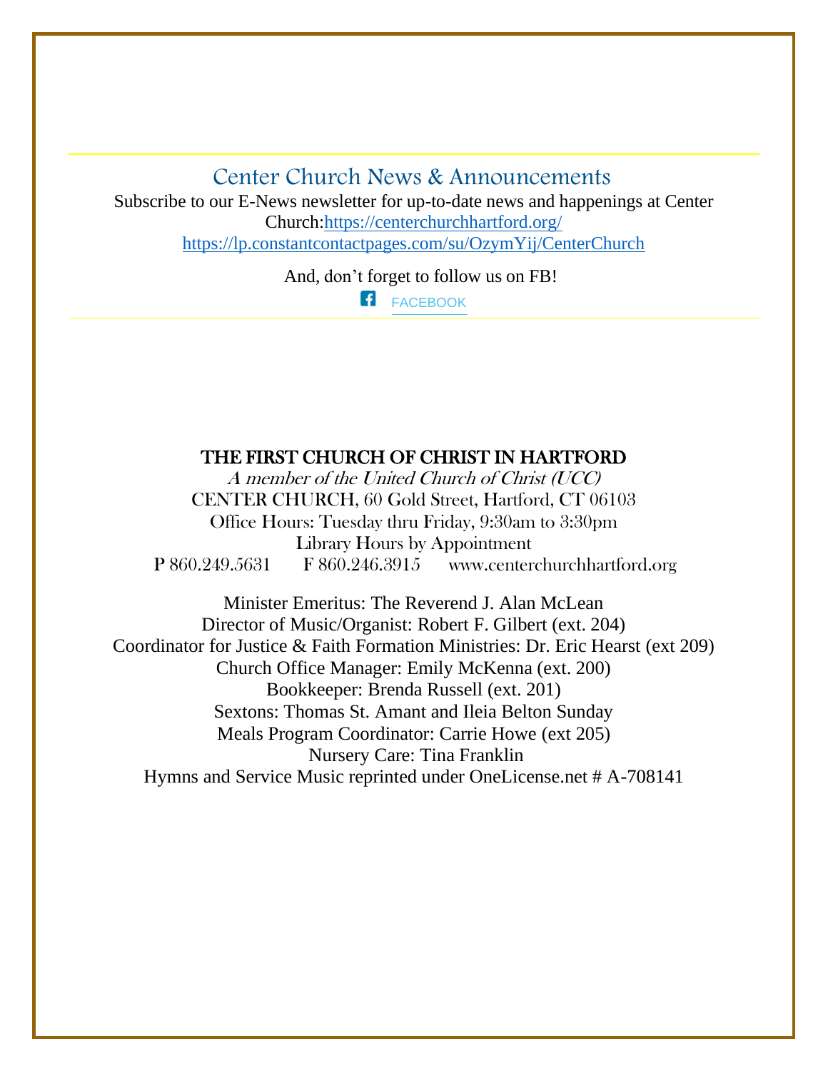## Center Church News & Announcements

Subscribe to our E-News newsletter for up-to-date news and happenings at Center Church:https://centerchurchhartford.org/
https://lp.constantcontactpages.com/su/OzymYij/CenterChurch

And, don't forget to follow us on FB!

FACEBOOK

**THE FIRST CHURCH OF CHRIST IN HARTFORD**

*A member of the United Church of Christ (UCC)*

CENTER CHURCH, 60 Gold Street, Hartford, CT 06103

Office Hours: Tuesday thru Friday, 9:30am to 3:30pm

Library Hours by Appointment

P 860.249.5631 F 860.246.3915 www.centerchurchhartford.org

Minister Emeritus: The Reverend J. Alan McLean

Director of Music/Organist: Robert F. Gilbert (ext. 204)

Coordinator for Justice & Faith Formation Ministries: Dr. Eric Hearst (ext 209)

Church Office Manager: Emily McKenna (ext. 200)

Bookkeeper: Brenda Russell (ext. 201)

Sextons: Thomas St. Amant and Ileia Belton Sunday

Meals Program Coordinator: Carrie Howe (ext 205)

Nursery Care: Tina Franklin

Hymns and Service Music reprinted under OneLicense.net # A-708141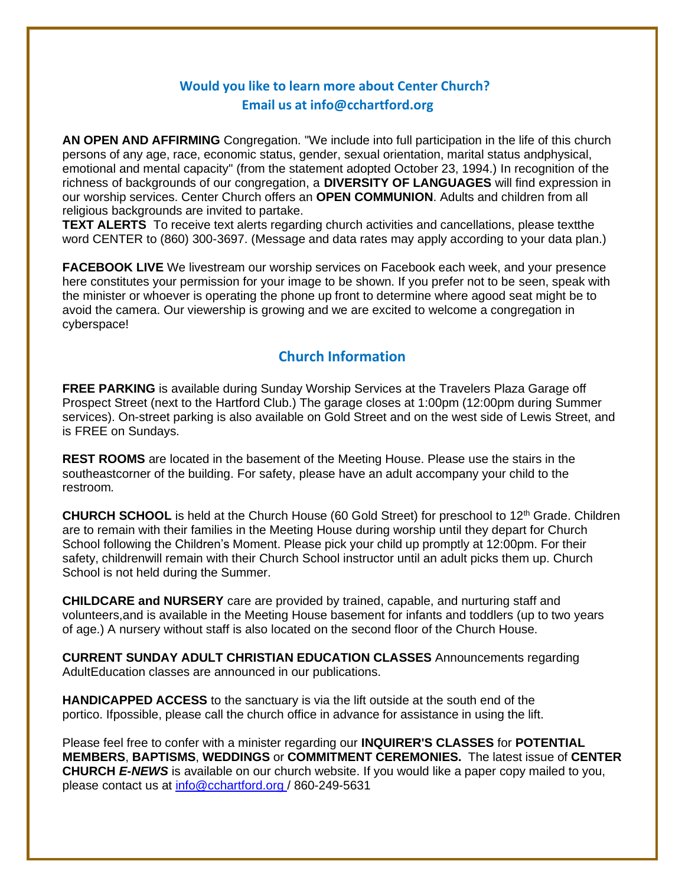## Would you like to learn more about Center Church?
## Email us at info@cchartford.org

**AN OPEN AND AFFIRMING** Congregation. "We include into full participation in the life of this church persons of any age, race, economic status, gender, sexual orientation, marital status andphysical, emotional and mental capacity" (from the statement adopted October 23, 1994.) In recognition of the richness of backgrounds of our congregation, a **DIVERSITY OF LANGUAGES** will find expression in our worship services. Center Church offers an **OPEN COMMUNION**. Adults and children from all religious backgrounds are invited to partake.
**TEXT ALERTS** To receive text alerts regarding church activities and cancellations, please textthe word CENTER to (860) 300-3697. (Message and data rates may apply according to your data plan.)

**FACEBOOK LIVE** We livestream our worship services on Facebook each week, and your presence here constitutes your permission for your image to be shown. If you prefer not to be seen, speak with the minister or whoever is operating the phone up front to determine where agood seat might be to avoid the camera. Our viewership is growing and we are excited to welcome a congregation in cyberspace!

## Church Information

**FREE PARKING** is available during Sunday Worship Services at the Travelers Plaza Garage off Prospect Street (next to the Hartford Club.) The garage closes at 1:00pm (12:00pm during Summer services). On-street parking is also available on Gold Street and on the west side of Lewis Street, and is FREE on Sundays.

**REST ROOMS** are located in the basement of the Meeting House. Please use the stairs in the southeastcorner of the building. For safety, please have an adult accompany your child to the restroom.

**CHURCH SCHOOL** is held at the Church House (60 Gold Street) for preschool to 12th Grade. Children are to remain with their families in the Meeting House during worship until they depart for Church School following the Children's Moment. Please pick your child up promptly at 12:00pm. For their safety, childrenwill remain with their Church School instructor until an adult picks them up. Church School is not held during the Summer.

**CHILDCARE and NURSERY** care are provided by trained, capable, and nurturing staff and volunteers,and is available in the Meeting House basement for infants and toddlers (up to two years of age.) A nursery without staff is also located on the second floor of the Church House.

**CURRENT SUNDAY ADULT CHRISTIAN EDUCATION CLASSES** Announcements regarding AdultEducation classes are announced in our publications.

**HANDICAPPED ACCESS** to the sanctuary is via the lift outside at the south end of the portico. Ifpossible, please call the church office in advance for assistance in using the lift.

Please feel free to confer with a minister regarding our **INQUIRER'S CLASSES** for **POTENTIAL MEMBERS**, **BAPTISMS**, **WEDDINGS** or **COMMITMENT CEREMONIES.** The latest issue of **CENTER CHURCH *E-NEWS*** is available on our church website. If you would like a paper copy mailed to you, please contact us at info@cchartford.org / 860-249-5631